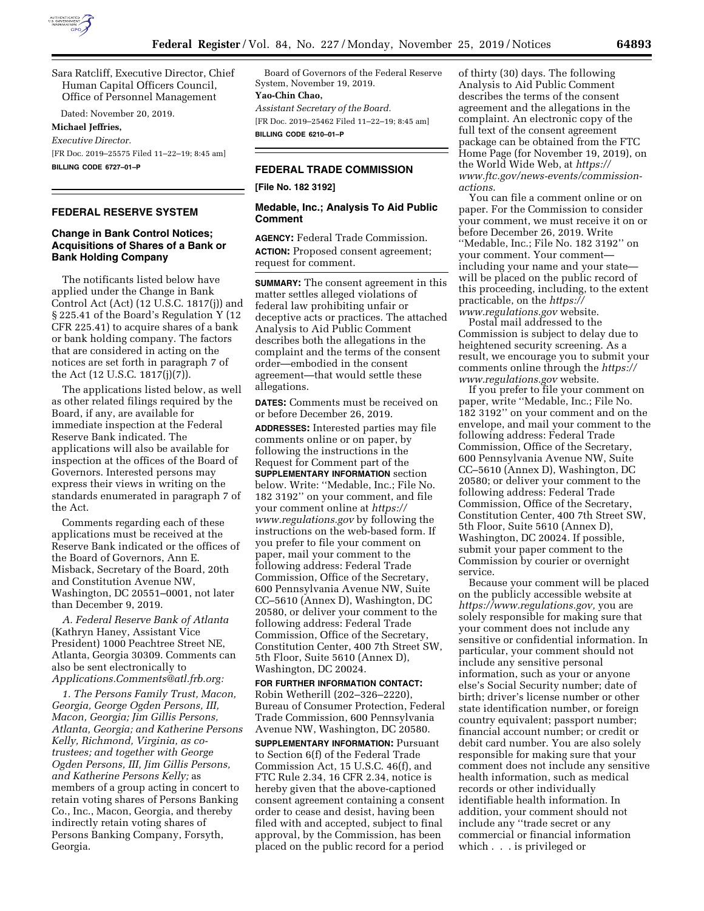Sara Ratcliff, Executive Director, Chief Human Capital Officers Council, Office of Personnel Management

Dated: November 20, 2019.

**Michael Jeffries,**

*Executive Director.*

[FR Doc. 2019–25575 Filed 11–22–19; 8:45 am]

**BILLING CODE 6727–01–P**

## FEDERAL RESERVE SYSTEM

### Change in Bank Control Notices; Acquisitions of Shares of a Bank or Bank Holding Company

The notificants listed below have applied under the Change in Bank Control Act (Act) (12 U.S.C. 1817(j)) and § 225.41 of the Board's Regulation Y (12 CFR 225.41) to acquire shares of a bank or bank holding company. The factors that are considered in acting on the notices are set forth in paragraph 7 of the Act (12 U.S.C. 1817(j)(7)).

The applications listed below, as well as other related filings required by the Board, if any, are available for immediate inspection at the Federal Reserve Bank indicated. The applications will also be available for inspection at the offices of the Board of Governors. Interested persons may express their views in writing on the standards enumerated in paragraph 7 of the Act.

Comments regarding each of these applications must be received at the Reserve Bank indicated or the offices of the Board of Governors, Ann E. Misback, Secretary of the Board, 20th and Constitution Avenue NW, Washington, DC 20551–0001, not later than December 9, 2019.

*A. Federal Reserve Bank of Atlanta* (Kathryn Haney, Assistant Vice President) 1000 Peachtree Street NE, Atlanta, Georgia 30309. Comments can also be sent electronically to *Applications.Comments@atl.frb.org:*

*1. The Persons Family Trust, Macon, Georgia, George Ogden Persons, III, Macon, Georgia; Jim Gillis Persons, Atlanta, Georgia; and Katherine Persons Kelly, Richmond, Virginia, as co-trustees; and together with George Ogden Persons, III, Jim Gillis Persons, and Katherine Persons Kelly;* as members of a group acting in concert to retain voting shares of Persons Banking Co., Inc., Macon, Georgia, and thereby indirectly retain voting shares of Persons Banking Company, Forsyth, Georgia.

Board of Governors of the Federal Reserve System, November 19, 2019.

**Yao-Chin Chao,**

*Assistant Secretary of the Board.*

[FR Doc. 2019–25462 Filed 11–22–19; 8:45 am]

**BILLING CODE 6210–01–P**

## FEDERAL TRADE COMMISSION

**[File No. 182 3192]**

### Medable, Inc.; Analysis To Aid Public Comment

**AGENCY:** Federal Trade Commission.

**ACTION:** Proposed consent agreement; request for comment.

**SUMMARY:** The consent agreement in this matter settles alleged violations of federal law prohibiting unfair or deceptive acts or practices. The attached Analysis to Aid Public Comment describes both the allegations in the complaint and the terms of the consent order—embodied in the consent agreement—that would settle these allegations.

**DATES:** Comments must be received on or before December 26, 2019.

**ADDRESSES:** Interested parties may file comments online or on paper, by following the instructions in the Request for Comment part of the **SUPPLEMENTARY INFORMATION** section below. Write: ''Medable, Inc.; File No. 182 3192'' on your comment, and file your comment online at *https://www.regulations.gov* by following the instructions on the web-based form. If you prefer to file your comment on paper, mail your comment to the following address: Federal Trade Commission, Office of the Secretary, 600 Pennsylvania Avenue NW, Suite CC–5610 (Annex D), Washington, DC 20580, or deliver your comment to the following address: Federal Trade Commission, Office of the Secretary, Constitution Center, 400 7th Street SW, 5th Floor, Suite 5610 (Annex D), Washington, DC 20024.

**FOR FURTHER INFORMATION CONTACT:** Robin Wetherill (202–326–2220), Bureau of Consumer Protection, Federal Trade Commission, 600 Pennsylvania Avenue NW, Washington, DC 20580.

**SUPPLEMENTARY INFORMATION:** Pursuant to Section 6(f) of the Federal Trade Commission Act, 15 U.S.C. 46(f), and FTC Rule 2.34, 16 CFR 2.34, notice is hereby given that the above-captioned consent agreement containing a consent order to cease and desist, having been filed with and accepted, subject to final approval, by the Commission, has been placed on the public record for a period of thirty (30) days. The following Analysis to Aid Public Comment describes the terms of the consent agreement and the allegations in the complaint. An electronic copy of the full text of the consent agreement package can be obtained from the FTC Home Page (for November 19, 2019), on the World Wide Web, at *https://www.ftc.gov/news-events/commission-actions*.

You can file a comment online or on paper. For the Commission to consider your comment, we must receive it on or before December 26, 2019. Write ''Medable, Inc.; File No. 182 3192'' on your comment. Your comment—including your name and your state—will be placed on the public record of this proceeding, including, to the extent practicable, on the *https://www.regulations.gov* website.

Postal mail addressed to the Commission is subject to delay due to heightened security screening. As a result, we encourage you to submit your comments online through the *https://www.regulations.gov* website.

If you prefer to file your comment on paper, write ''Medable, Inc.; File No. 182 3192'' on your comment and on the envelope, and mail your comment to the following address: Federal Trade Commission, Office of the Secretary, 600 Pennsylvania Avenue NW, Suite CC–5610 (Annex D), Washington, DC 20580; or deliver your comment to the following address: Federal Trade Commission, Office of the Secretary, Constitution Center, 400 7th Street SW, 5th Floor, Suite 5610 (Annex D), Washington, DC 20024. If possible, submit your paper comment to the Commission by courier or overnight service.

Because your comment will be placed on the publicly accessible website at *https://www.regulations.gov,* you are solely responsible for making sure that your comment does not include any sensitive or confidential information. In particular, your comment should not include any sensitive personal information, such as your or anyone else's Social Security number; date of birth; driver's license number or other state identification number, or foreign country equivalent; passport number; financial account number; or credit or debit card number. You are also solely responsible for making sure that your comment does not include any sensitive health information, such as medical records or other individually identifiable health information. In addition, your comment should not include any ''trade secret or any commercial or financial information which . . . is privileged or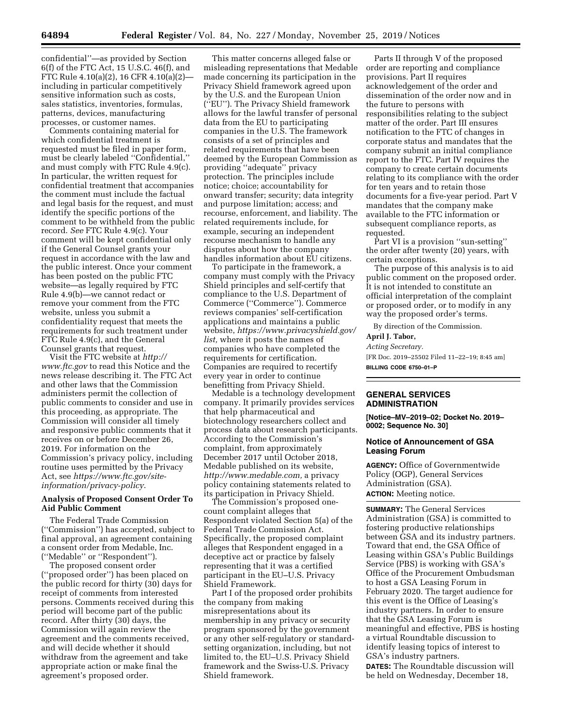confidential''—as provided by Section 6(f) of the FTC Act, 15 U.S.C. 46(f), and FTC Rule 4.10(a)(2), 16 CFR 4.10(a)(2)—including in particular competitively sensitive information such as costs, sales statistics, inventories, formulas, patterns, devices, manufacturing processes, or customer names.

Comments containing material for which confidential treatment is requested must be filed in paper form, must be clearly labeled ''Confidential,'' and must comply with FTC Rule 4.9(c). In particular, the written request for confidential treatment that accompanies the comment must include the factual and legal basis for the request, and must identify the specific portions of the comment to be withheld from the public record. *See* FTC Rule 4.9(c). Your comment will be kept confidential only if the General Counsel grants your request in accordance with the law and the public interest. Once your comment has been posted on the public FTC website—as legally required by FTC Rule 4.9(b)—we cannot redact or remove your comment from the FTC website, unless you submit a confidentiality request that meets the requirements for such treatment under FTC Rule 4.9(c), and the General Counsel grants that request.

Visit the FTC website at *http://www.ftc.gov* to read this Notice and the news release describing it. The FTC Act and other laws that the Commission administers permit the collection of public comments to consider and use in this proceeding, as appropriate. The Commission will consider all timely and responsive public comments that it receives on or before December 26, 2019. For information on the Commission's privacy policy, including routine uses permitted by the Privacy Act, see *https://www.ftc.gov/site-information/privacy-policy*.

## Analysis of Proposed Consent Order To Aid Public Comment

The Federal Trade Commission (''Commission'') has accepted, subject to final approval, an agreement containing a consent order from Medable, Inc. (''Medable'' or ''Respondent'').

The proposed consent order (''proposed order'') has been placed on the public record for thirty (30) days for receipt of comments from interested persons. Comments received during this period will become part of the public record. After thirty (30) days, the Commission will again review the agreement and the comments received, and will decide whether it should withdraw from the agreement and take appropriate action or make final the agreement's proposed order.

This matter concerns alleged false or misleading representations that Medable made concerning its participation in the Privacy Shield framework agreed upon by the U.S. and the European Union (''EU''). The Privacy Shield framework allows for the lawful transfer of personal data from the EU to participating companies in the U.S. The framework consists of a set of principles and related requirements that have been deemed by the European Commission as providing ''adequate'' privacy protection. The principles include notice; choice; accountability for onward transfer; security; data integrity and purpose limitation; access; and recourse, enforcement, and liability. The related requirements include, for example, securing an independent recourse mechanism to handle any disputes about how the company handles information about EU citizens.

To participate in the framework, a company must comply with the Privacy Shield principles and self-certify that compliance to the U.S. Department of Commerce (''Commerce''). Commerce reviews companies' self-certification applications and maintains a public website, *https://www.privacyshield.gov/list,* where it posts the names of companies who have completed the requirements for certification. Companies are required to recertify every year in order to continue benefitting from Privacy Shield.

Medable is a technology development company. It primarily provides services that help pharmaceutical and biotechnology researchers collect and process data about research participants. According to the Commission's complaint, from approximately December 2017 until October 2018, Medable published on its website, *http://www.medable.com,* a privacy policy containing statements related to its participation in Privacy Shield.

The Commission's proposed one-count complaint alleges that Respondent violated Section 5(a) of the Federal Trade Commission Act. Specifically, the proposed complaint alleges that Respondent engaged in a deceptive act or practice by falsely representing that it was a certified participant in the EU–U.S. Privacy Shield Framework.

Part I of the proposed order prohibits the company from making misrepresentations about its membership in any privacy or security program sponsored by the government or any other self-regulatory or standard-setting organization, including, but not limited to, the EU–U.S. Privacy Shield framework and the Swiss-U.S. Privacy Shield framework.

Parts II through V of the proposed order are reporting and compliance provisions. Part II requires acknowledgement of the order and dissemination of the order now and in the future to persons with responsibilities relating to the subject matter of the order. Part III ensures notification to the FTC of changes in corporate status and mandates that the company submit an initial compliance report to the FTC. Part IV requires the company to create certain documents relating to its compliance with the order for ten years and to retain those documents for a five-year period. Part V mandates that the company make available to the FTC information or subsequent compliance reports, as requested.

Part VI is a provision ''sun-setting'' the order after twenty (20) years, with certain exceptions.

The purpose of this analysis is to aid public comment on the proposed order. It is not intended to constitute an official interpretation of the complaint or proposed order, or to modify in any way the proposed order's terms.

By direction of the Commission.

**April J. Tabor,**

*Acting Secretary.*

[FR Doc. 2019–25502 Filed 11–22–19; 8:45 am]

**BILLING CODE 6750–01–P**

## GENERAL SERVICES ADMINISTRATION

**[Notice–MV–2019–02; Docket No. 2019–0002; Sequence No. 30]**

### Notice of Announcement of GSA Leasing Forum

**AGENCY:** Office of Governmentwide Policy (OGP), General Services Administration (GSA).

**ACTION:** Meeting notice.

**SUMMARY:** The General Services Administration (GSA) is committed to fostering productive relationships between GSA and its industry partners. Toward that end, the GSA Office of Leasing within GSA's Public Buildings Service (PBS) is working with GSA's Office of the Procurement Ombudsman to host a GSA Leasing Forum in February 2020. The target audience for this event is the Office of Leasing's industry partners. In order to ensure that the GSA Leasing Forum is meaningful and effective, PBS is hosting a virtual Roundtable discussion to identify leasing topics of interest to GSA's industry partners.

**DATES:** The Roundtable discussion will be held on Wednesday, December 18,